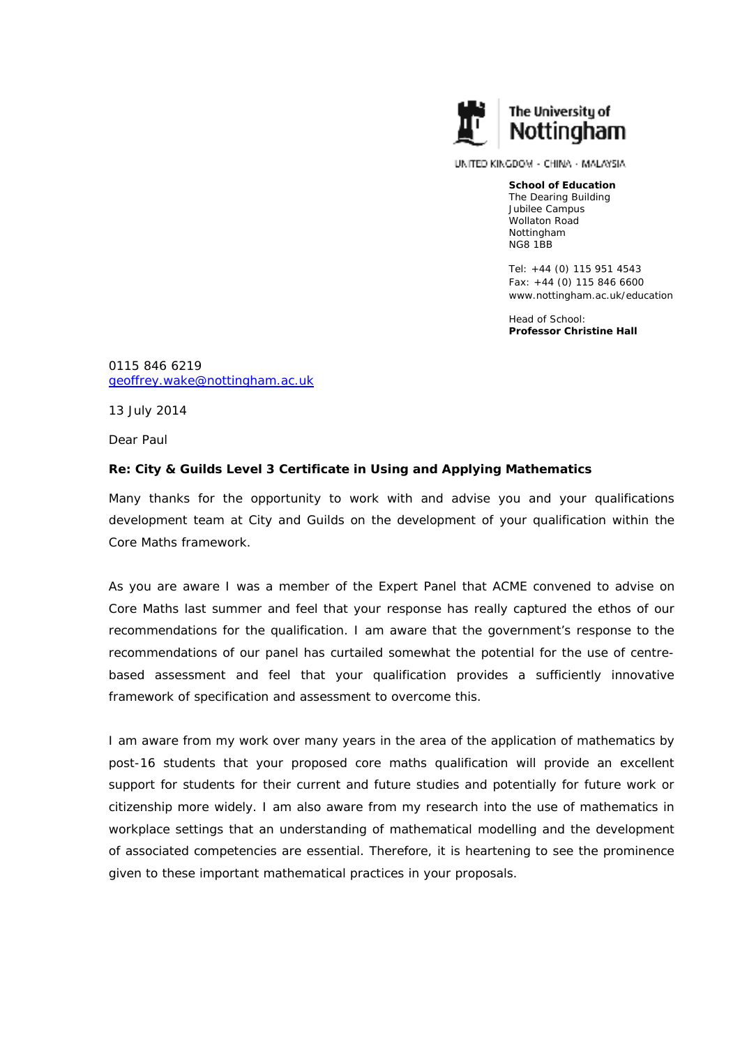The University of Nottingham

UNITED KINGDOM · CHINA · MALAYSIA

**School of Education**
The Dearing Building
Jubilee Campus
Wollaton Road
Nottingham
NG8 1BB

Tel: +44 (0) 115 951 4543
Fax: +44 (0) 115 846 6600
www.nottingham.ac.uk/education

Head of School:
**Professor Christine Hall**

0115 846 6219
geoffrey.wake@nottingham.ac.uk

13 July 2014

Dear Paul

**Re: City & Guilds Level 3 Certificate in Using and Applying Mathematics**

Many thanks for the opportunity to work with and advise you and your qualifications development team at City and Guilds on the development of your qualification within the Core Maths framework.

As you are aware I was a member of the Expert Panel that ACME convened to advise on Core Maths last summer and feel that your response has really captured the ethos of our recommendations for the qualification. I am aware that the government's response to the recommendations of our panel has curtailed somewhat the potential for the use of centre-based assessment and feel that your qualification provides a sufficiently innovative framework of specification and assessment to overcome this.

I am aware from my work over many years in the area of the application of mathematics by post-16 students that your proposed core maths qualification will provide an excellent support for students for their current and future studies and potentially for future work or citizenship more widely. I am also aware from my research into the use of mathematics in workplace settings that an understanding of mathematical modelling and the development of associated competencies are essential. Therefore, it is heartening to see the prominence given to these important mathematical practices in your proposals.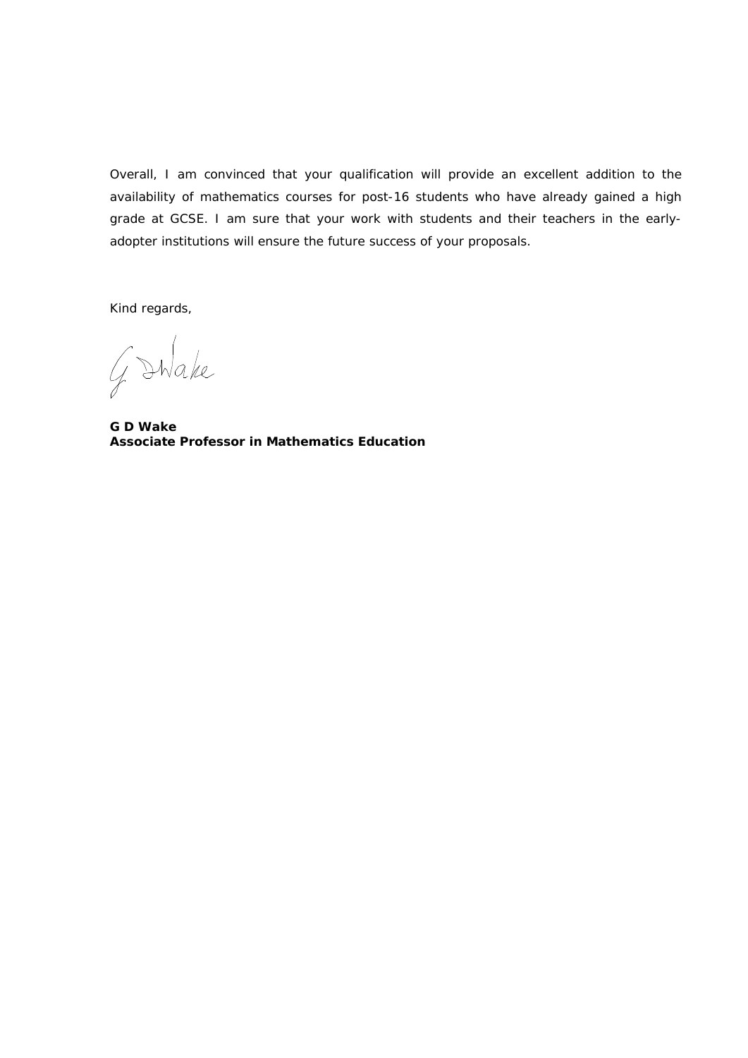Overall, I am convinced that your qualification will provide an excellent addition to the availability of mathematics courses for post-16 students who have already gained a high grade at GCSE. I am sure that your work with students and their teachers in the early-adopter institutions will ensure the future success of your proposals.

Kind regards,

G D Wake

**G D Wake**
**Associate Professor in Mathematics Education**